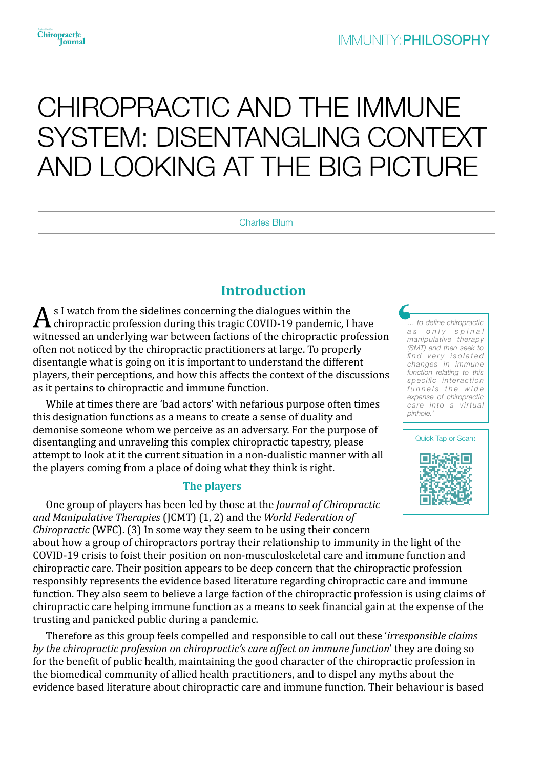# CHIROPRACTIC AND THE IMMUNE SYSTEM: DISENTANGLING CONTEXT AND LOOKING AT THE BIG PICTURE

Charles Blum

## Introduction

As I watch from the sidelines concerning the dialogues within the chiropractic profession during this tragic COVID-19 pandemic, I have witnessed an underlying war between factions of the chiropractic profession often not noticed by the chiropractic practitioners at large. To properly disentangle what is going on it is important to understand the different players, their perceptions, and how this affects the context of the discussions as it pertains to chiropractic and immune function.

> *'... to define chiropractic as only spinal manipulative therapy (SMT) and then seek to find very isolated changes in immune function relating to this specific interaction funnels the wide expanse of chiropractic care into a virtual pinhole.'*

While at times there are 'bad actors' with nefarious purpose often times this designation functions as a means to create a sense of duality and demonise someone whom we perceive as an adversary. For the purpose of disentangling and unraveling this complex chiropractic tapestry, please attempt to look at it the current situation in a non-dualistic manner with all the players coming from a place of doing what they think is right.

### The players

One group of players has been led by those at the *Journal of Chiropractic and Manipulative Therapies* (JCMT) (1, 2) and the *World Federation of Chiropractic* (WFC). (3) In some way they seem to be using their concern about how a group of chiropractors portray their relationship to immunity in the light of the COVID-19 crisis to foist their position on non-musculoskeletal care and immune function and chiropractic care. Their position appears to be deep concern that the chiropractic profession responsibly represents the evidence based literature regarding chiropractic care and immune function. They also seem to believe a large faction of the chiropractic profession is using claims of chiropractic care helping immune function as a means to seek financial gain at the expense of the trusting and panicked public during a pandemic.

Therefore as this group feels compelled and responsible to call out these '*irresponsible claims by the chiropractic profession on chiropractic's care affect on immune function*' they are doing so for the benefit of public health, maintaining the good character of the chiropractic profession in the biomedical community of allied health practitioners, and to dispel any myths about the evidence based literature about chiropractic care and immune function. Their behaviour is based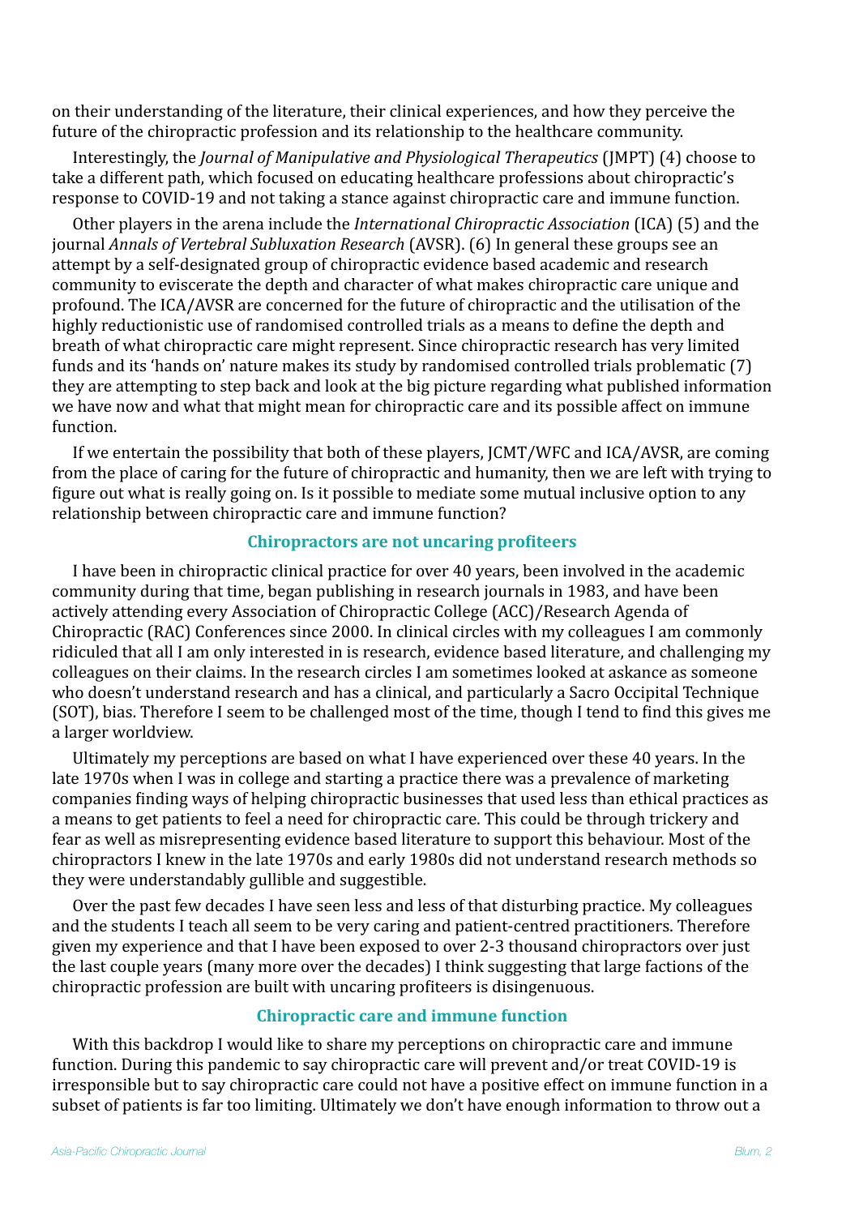on their understanding of the literature, their clinical experiences, and how they perceive the future of the chiropractic profession and its relationship to the healthcare community.

Interestingly, the *Journal of Manipulative and Physiological Therapeutics* (JMPT) (4) choose to take a different path, which focused on educating healthcare professions about chiropractic's response to COVID-19 and not taking a stance against chiropractic care and immune function.

Other players in the arena include the *International Chiropractic Association* (ICA) (5) and the journal *Annals of Vertebral Subluxation Research* (AVSR). (6) In general these groups see an attempt by a self-designated group of chiropractic evidence based academic and research community to eviscerate the depth and character of what makes chiropractic care unique and profound. The ICA/AVSR are concerned for the future of chiropractic and the utilisation of the highly reductionistic use of randomised controlled trials as a means to define the depth and breath of what chiropractic care might represent. Since chiropractic research has very limited funds and its 'hands on' nature makes its study by randomised controlled trials problematic (7) they are attempting to step back and look at the big picture regarding what published information we have now and what that might mean for chiropractic care and its possible affect on immune function.

If we entertain the possibility that both of these players, JCMT/WFC and ICA/AVSR, are coming from the place of caring for the future of chiropractic and humanity, then we are left with trying to figure out what is really going on. Is it possible to mediate some mutual inclusive option to any relationship between chiropractic care and immune function?

## Chiropractors are not uncaring profiteers

I have been in chiropractic clinical practice for over 40 years, been involved in the academic community during that time, began publishing in research journals in 1983, and have been actively attending every Association of Chiropractic College (ACC)/Research Agenda of Chiropractic (RAC) Conferences since 2000. In clinical circles with my colleagues I am commonly ridiculed that all I am only interested in is research, evidence based literature, and challenging my colleagues on their claims. In the research circles I am sometimes looked at askance as someone who doesn't understand research and has a clinical, and particularly a Sacro Occipital Technique (SOT), bias. Therefore I seem to be challenged most of the time, though I tend to find this gives me a larger worldview.

Ultimately my perceptions are based on what I have experienced over these 40 years. In the late 1970s when I was in college and starting a practice there was a prevalence of marketing companies finding ways of helping chiropractic businesses that used less than ethical practices as a means to get patients to feel a need for chiropractic care. This could be through trickery and fear as well as misrepresenting evidence based literature to support this behaviour. Most of the chiropractors I knew in the late 1970s and early 1980s did not understand research methods so they were understandably gullible and suggestible.

Over the past few decades I have seen less and less of that disturbing practice. My colleagues and the students I teach all seem to be very caring and patient-centred practitioners. Therefore given my experience and that I have been exposed to over 2-3 thousand chiropractors over just the last couple years (many more over the decades) I think suggesting that large factions of the chiropractic profession are built with uncaring profiteers is disingenuous.

## Chiropractic care and immune function

With this backdrop I would like to share my perceptions on chiropractic care and immune function. During this pandemic to say chiropractic care will prevent and/or treat COVID-19 is irresponsible but to say chiropractic care could not have a positive effect on immune function in a subset of patients is far too limiting. Ultimately we don't have enough information to throw out a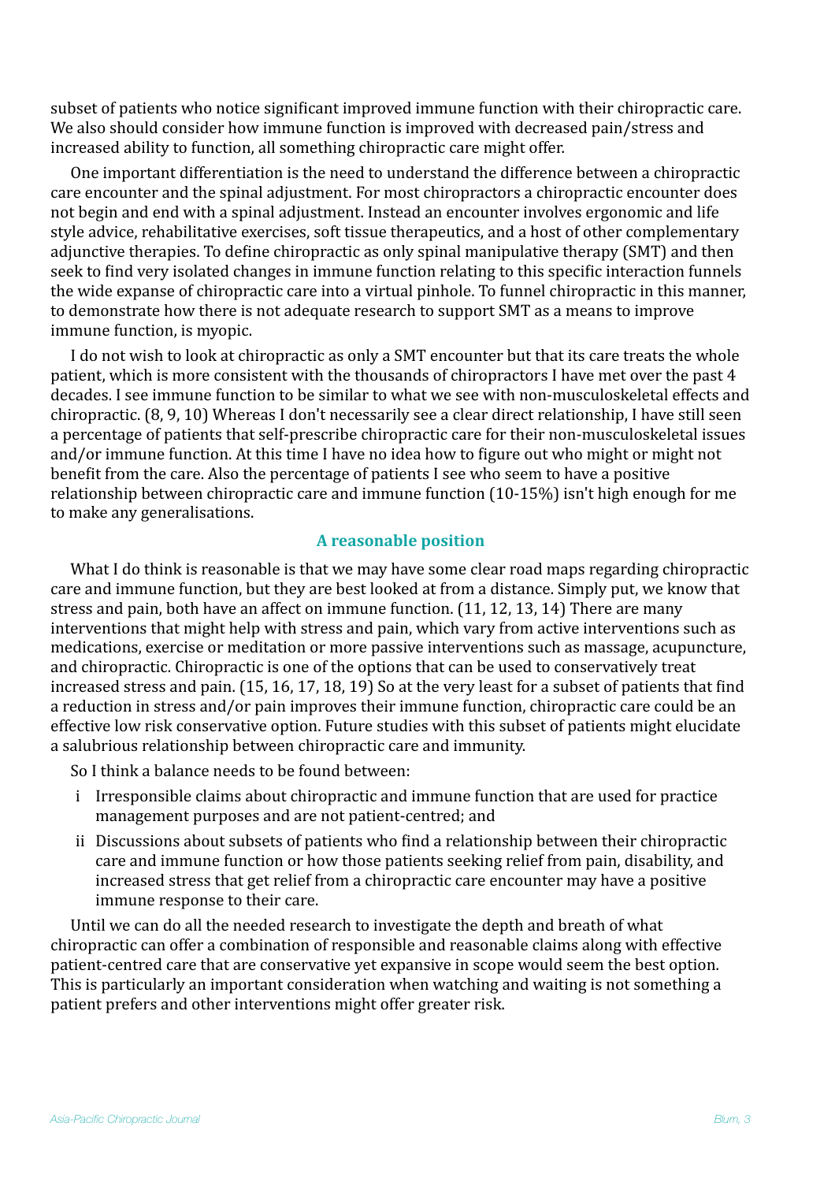subset of patients who notice significant improved immune function with their chiropractic care. We also should consider how immune function is improved with decreased pain/stress and increased ability to function, all something chiropractic care might offer.

One important differentiation is the need to understand the difference between a chiropractic care encounter and the spinal adjustment. For most chiropractors a chiropractic encounter does not begin and end with a spinal adjustment. Instead an encounter involves ergonomic and life style advice, rehabilitative exercises, soft tissue therapeutics, and a host of other complementary adjunctive therapies. To define chiropractic as only spinal manipulative therapy (SMT) and then seek to find very isolated changes in immune function relating to this specific interaction funnels the wide expanse of chiropractic care into a virtual pinhole. To funnel chiropractic in this manner, to demonstrate how there is not adequate research to support SMT as a means to improve immune function, is myopic.

I do not wish to look at chiropractic as only a SMT encounter but that its care treats the whole patient, which is more consistent with the thousands of chiropractors I have met over the past 4 decades. I see immune function to be similar to what we see with non-musculoskeletal effects and chiropractic. (8, 9, 10) Whereas I don't necessarily see a clear direct relationship, I have still seen a percentage of patients that self-prescribe chiropractic care for their non-musculoskeletal issues and/or immune function. At this time I have no idea how to figure out who might or might not benefit from the care. Also the percentage of patients I see who seem to have a positive relationship between chiropractic care and immune function (10-15%) isn't high enough for me to make any generalisations.

## A reasonable position

What I do think is reasonable is that we may have some clear road maps regarding chiropractic care and immune function, but they are best looked at from a distance. Simply put, we know that stress and pain, both have an affect on immune function. (11, 12, 13, 14) There are many interventions that might help with stress and pain, which vary from active interventions such as medications, exercise or meditation or more passive interventions such as massage, acupuncture, and chiropractic. Chiropractic is one of the options that can be used to conservatively treat increased stress and pain. (15, 16, 17, 18, 19) So at the very least for a subset of patients that find a reduction in stress and/or pain improves their immune function, chiropractic care could be an effective low risk conservative option. Future studies with this subset of patients might elucidate a salubrious relationship between chiropractic care and immunity.

So I think a balance needs to be found between:

i Irresponsible claims about chiropractic and immune function that are used for practice management purposes and are not patient-centred; and

ii Discussions about subsets of patients who find a relationship between their chiropractic care and immune function or how those patients seeking relief from pain, disability, and increased stress that get relief from a chiropractic care encounter may have a positive immune response to their care.

Until we can do all the needed research to investigate the depth and breath of what chiropractic can offer a combination of responsible and reasonable claims along with effective patient-centred care that are conservative yet expansive in scope would seem the best option. This is particularly an important consideration when watching and waiting is not something a patient prefers and other interventions might offer greater risk.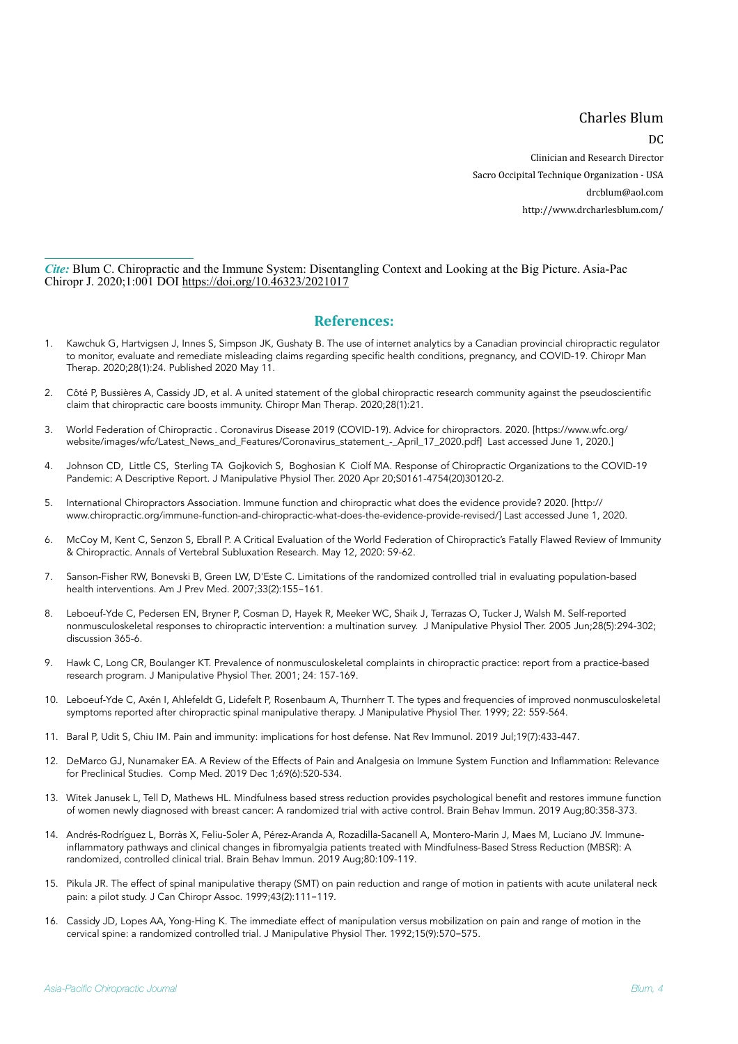Charles Blum

DC

Clinician and Research Director

Sacro Occipital Technique Organization - USA

drcblum@aol.com

http://www.drcharlesblum.com/

---

*Cite:* Blum C. Chiropractic and the Immune System: Disentangling Context and Looking at the Big Picture. Asia-Pac Chiropr J. 2020;1:001 DOI https://doi.org/10.46323/2021017

## References:

1. Kawchuk G, Hartvigsen J, Innes S, Simpson JK, Gushaty B. The use of internet analytics by a Canadian provincial chiropractic regulator to monitor, evaluate and remediate misleading claims regarding specific health conditions, pregnancy, and COVID-19. Chiropr Man Therap. 2020;28(1):24. Published 2020 May 11.
2. Côté P, Bussières A, Cassidy JD, et al. A united statement of the global chiropractic research community against the pseudoscientific claim that chiropractic care boosts immunity. Chiropr Man Therap. 2020;28(1):21.
3. World Federation of Chiropractic . Coronavirus Disease 2019 (COVID-19). Advice for chiropractors. 2020. [https://www.wfc.org/website/images/wfc/Latest_News_and_Features/Coronavirus_statement_-_April_17_2020.pdf] Last accessed June 1, 2020.]
4. Johnson CD, Little CS, Sterling TA Gojkovich S, Boghosian K Ciolf MA. Response of Chiropractic Organizations to the COVID-19 Pandemic: A Descriptive Report. J Manipulative Physiol Ther. 2020 Apr 20;S0161-4754(20)30120-2.
5. International Chiropractors Association. Immune function and chiropractic what does the evidence provide? 2020. [http://www.chiropractic.org/immune-function-and-chiropractic-what-does-the-evidence-provide-revised/] Last accessed June 1, 2020.
6. McCoy M, Kent C, Senzon S, Ebrall P. A Critical Evaluation of the World Federation of Chiropractic's Fatally Flawed Review of Immunity & Chiropractic. Annals of Vertebral Subluxation Research. May 12, 2020: 59-62.
7. Sanson-Fisher RW, Bonevski B, Green LW, D'Este C. Limitations of the randomized controlled trial in evaluating population-based health interventions. Am J Prev Med. 2007;33(2):155–161.
8. Leboeuf-Yde C, Pedersen EN, Bryner P, Cosman D, Hayek R, Meeker WC, Shaik J, Terrazas O, Tucker J, Walsh M. Self-reported nonmusculoskeletal responses to chiropractic intervention: a multination survey. J Manipulative Physiol Ther. 2005 Jun;28(5):294-302; discussion 365-6.
9. Hawk C, Long CR, Boulanger KT. Prevalence of nonmusculoskeletal complaints in chiropractic practice: report from a practice-based research program. J Manipulative Physiol Ther. 2001; 24: 157-169.
10. Leboeuf-Yde C, Axén I, Ahlefeldt G, Lidefelt P, Rosenbaum A, Thurnherr T. The types and frequencies of improved nonmusculoskeletal symptoms reported after chiropractic spinal manipulative therapy. J Manipulative Physiol Ther. 1999; 22: 559-564.
11. Baral P, Udit S, Chiu IM. Pain and immunity: implications for host defense. Nat Rev Immunol. 2019 Jul;19(7):433-447.
12. DeMarco GJ, Nunamaker EA. A Review of the Effects of Pain and Analgesia on Immune System Function and Inflammation: Relevance for Preclinical Studies. Comp Med. 2019 Dec 1;69(6):520-534.
13. Witek Janusek L, Tell D, Mathews HL. Mindfulness based stress reduction provides psychological benefit and restores immune function of women newly diagnosed with breast cancer: A randomized trial with active control. Brain Behav Immun. 2019 Aug;80:358-373.
14. Andrés-Rodríguez L, Borràs X, Feliu-Soler A, Pérez-Aranda A, Rozadilla-Sacanell A, Montero-Marin J, Maes M, Luciano JV. Immune-inflammatory pathways and clinical changes in fibromyalgia patients treated with Mindfulness-Based Stress Reduction (MBSR): A randomized, controlled clinical trial. Brain Behav Immun. 2019 Aug;80:109-119.
15. Pikula JR. The effect of spinal manipulative therapy (SMT) on pain reduction and range of motion in patients with acute unilateral neck pain: a pilot study. J Can Chiropr Assoc. 1999;43(2):111–119.
16. Cassidy JD, Lopes AA, Yong-Hing K. The immediate effect of manipulation versus mobilization on pain and range of motion in the cervical spine: a randomized controlled trial. J Manipulative Physiol Ther. 1992;15(9):570–575.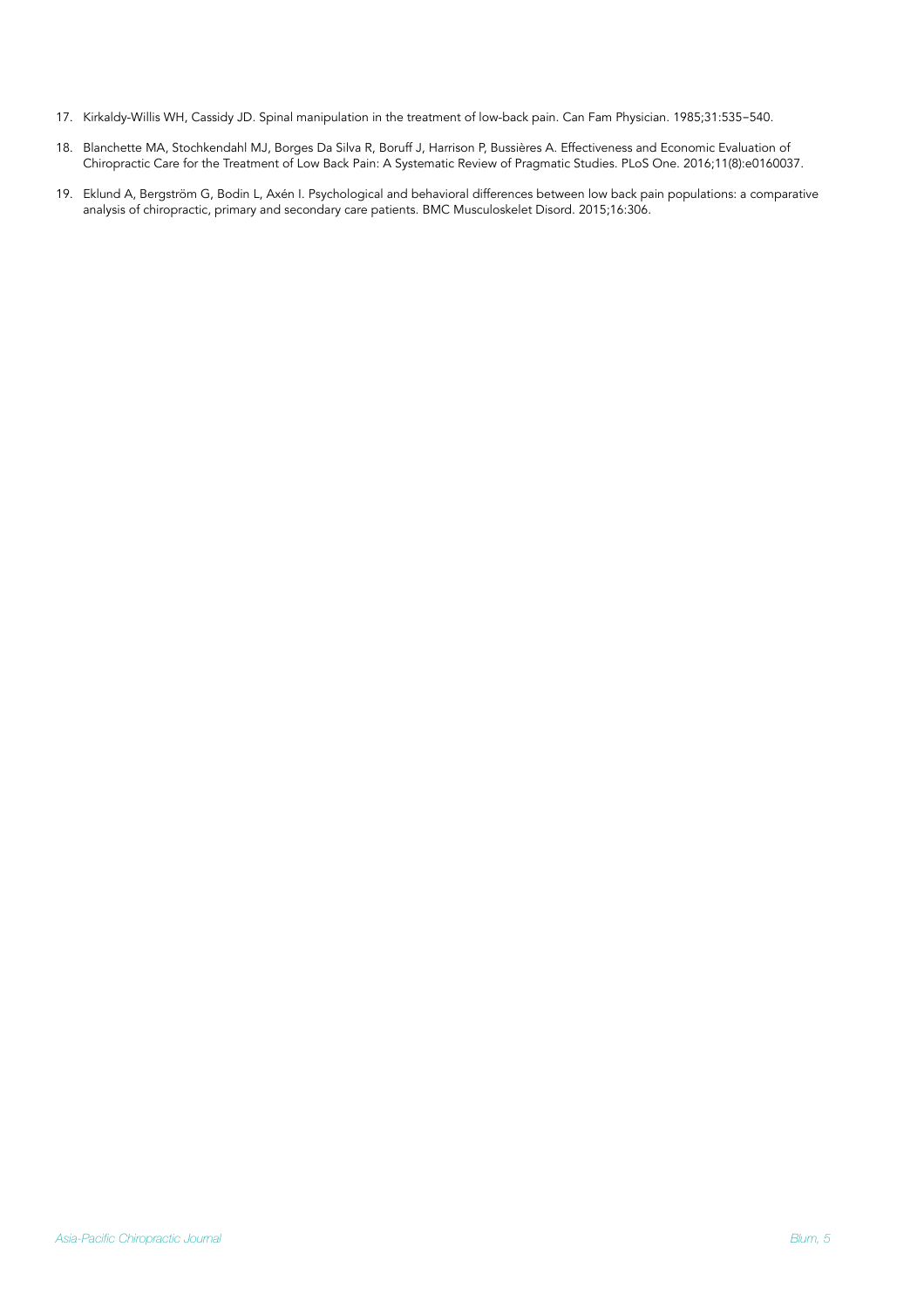17. Kirkaldy-Willis WH, Cassidy JD. Spinal manipulation in the treatment of low-back pain. Can Fam Physician. 1985;31:535–540.

18. Blanchette MA, Stochkendahl MJ, Borges Da Silva R, Boruff J, Harrison P, Bussières A. Effectiveness and Economic Evaluation of Chiropractic Care for the Treatment of Low Back Pain: A Systematic Review of Pragmatic Studies. PLoS One. 2016;11(8):e0160037.

19. Eklund A, Bergström G, Bodin L, Axén I. Psychological and behavioral differences between low back pain populations: a comparative analysis of chiropractic, primary and secondary care patients. BMC Musculoskelet Disord. 2015;16:306.